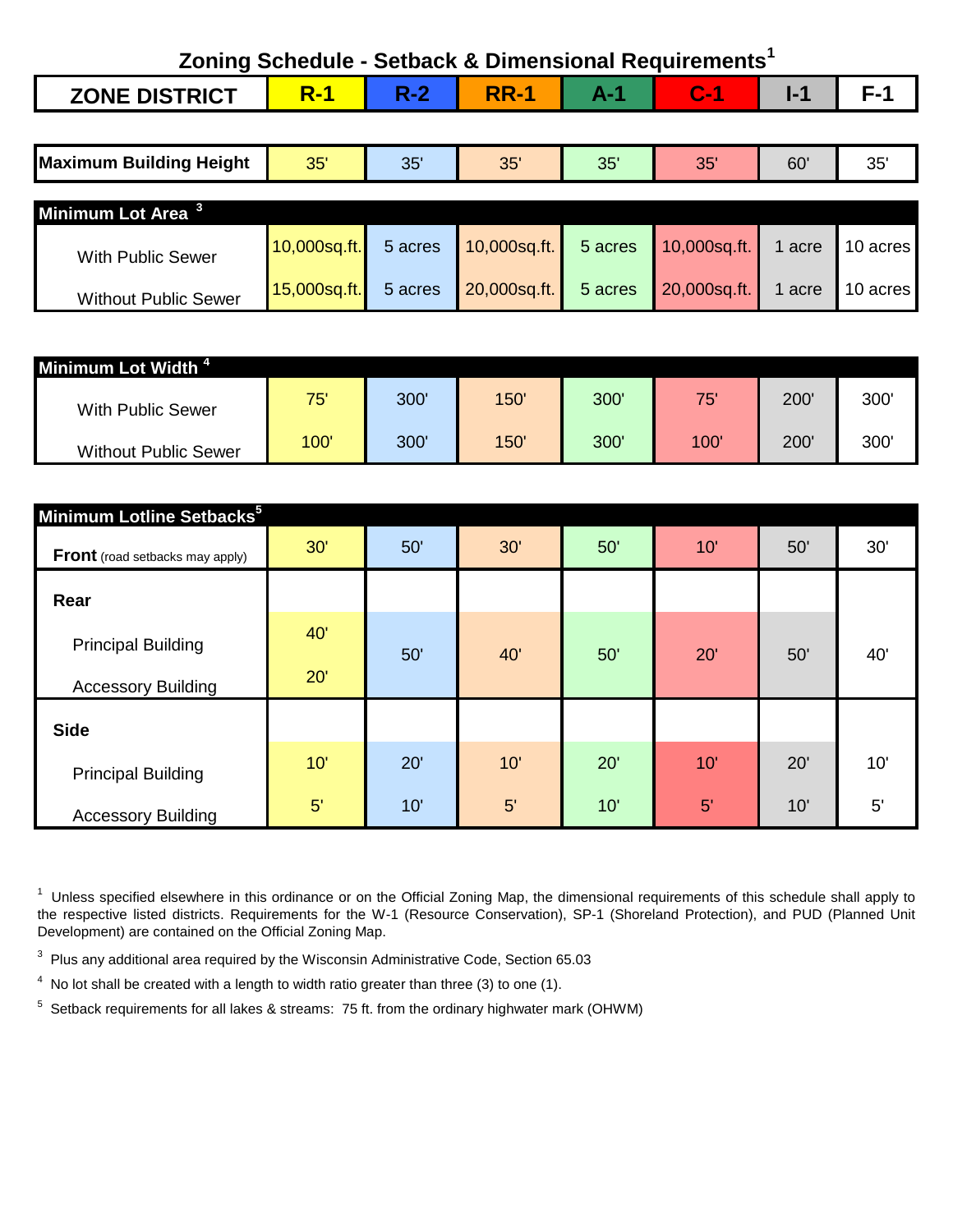## Zoning Schedule - Setback & Dimensional Requirements[1]

| ZONE DISTRICT | R-1 | R-2 | RR-1 | A-1 | C-1 | I-1 | F-1 |
|---|---|---|---|---|---|---|---|
| **Maximum Building Height** | 35' | 35' | 35' | 35' | 35' | 60' | 35' |
| **Minimum Lot Area** [3] | | | | | | | |
| With Public Sewer | 10,000sq.ft. | 5 acres | 10,000sq.ft. | 5 acres | 10,000sq.ft. | 1 acre | 10 acres |
| Without Public Sewer | 15,000sq.ft. | 5 acres | 20,000sq.ft. | 5 acres | 20,000sq.ft. | 1 acre | 10 acres |
| **Minimum Lot Width** [4] | | | | | | | |
| With Public Sewer | 75' | 300' | 150' | 300' | 75' | 200' | 300' |
| Without Public Sewer | 100' | 300' | 150' | 300' | 100' | 200' | 300' |
| **Minimum Lotline Setbacks**[5] | | | | | | | |
| **Front** (road setbacks may apply) | 30' | 50' | 30' | 50' | 10' | 50' | 30' |
| **Rear** | | | | | | | |
| Principal Building | 40' | 50' | 40' | 50' | 20' | 50' | 40' |
| Accessory Building | 20' | 50' | 40' | 50' | 20' | 50' | 40' |
| **Side** | | | | | | | |
| Principal Building | 10' | 20' | 10' | 20' | 10' | 20' | 10' |
| Accessory Building | 5' | 10' | 5' | 10' | 5' | 10' | 5' |

[1] Unless specified elsewhere in this ordinance or on the Official Zoning Map, the dimensional requirements of this schedule shall apply to the respective listed districts. Requirements for the W-1 (Resource Conservation), SP-1 (Shoreland Protection), and PUD (Planned Unit Development) are contained on the Official Zoning Map.

[3] Plus any additional area required by the Wisconsin Administrative Code, Section 65.03

[4] No lot shall be created with a length to width ratio greater than three (3) to one (1).

[5] Setback requirements for all lakes & streams: 75 ft. from the ordinary highwater mark (OHWM)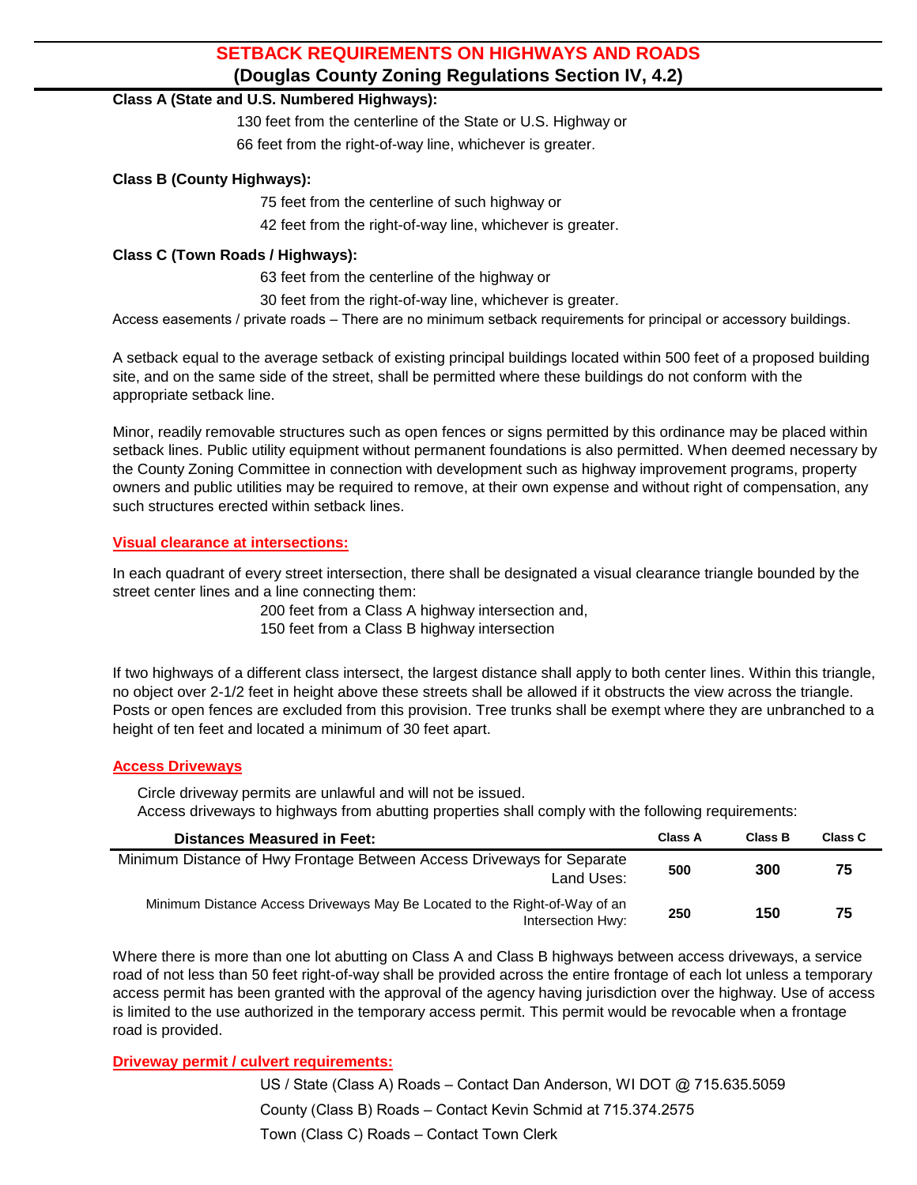## SETBACK REQUIREMENTS ON HIGHWAYS AND ROADS

### (Douglas County Zoning Regulations Section IV, 4.2)

**Class A (State and U.S. Numbered Highways):**

130 feet from the centerline of the State or U.S. Highway or

66 feet from the right-of-way line, whichever is greater.

**Class B (County Highways):**

75 feet from the centerline of such highway or

42 feet from the right-of-way line, whichever is greater.

**Class C (Town Roads / Highways):**

63 feet from the centerline of the highway or

30 feet from the right-of-way line, whichever is greater.

Access easements / private roads – There are no minimum setback requirements for principal or accessory buildings.

A setback equal to the average setback of existing principal buildings located within 500 feet of a proposed building site, and on the same side of the street, shall be permitted where these buildings do not conform with the appropriate setback line.

Minor, readily removable structures such as open fences or signs permitted by this ordinance may be placed within setback lines. Public utility equipment without permanent foundations is also permitted. When deemed necessary by the County Zoning Committee in connection with development such as highway improvement programs, property owners and public utilities may be required to remove, at their own expense and without right of compensation, any such structures erected within setback lines.

**Visual clearance at intersections:**

In each quadrant of every street intersection, there shall be designated a visual clearance triangle bounded by the street center lines and a line connecting them:

200 feet from a Class A highway intersection and,
150 feet from a Class B highway intersection

If two highways of a different class intersect, the largest distance shall apply to both center lines. Within this triangle, no object over 2-1/2 feet in height above these streets shall be allowed if it obstructs the view across the triangle. Posts or open fences are excluded from this provision. Tree trunks shall be exempt where they are unbranched to a height of ten feet and located a minimum of 30 feet apart.

**Access Driveways**

Circle driveway permits are unlawful and will not be issued.
Access driveways to highways from abutting properties shall comply with the following requirements:

| Distances Measured in Feet: | Class A | Class B | Class C |
|---|---|---|---|
| Minimum Distance of Hwy Frontage Between Access Driveways for Separate Land Uses: | 500 | 300 | 75 |
| Minimum Distance Access Driveways May Be Located to the Right-of-Way of an Intersection Hwy: | 250 | 150 | 75 |

Where there is more than one lot abutting on Class A and Class B highways between access driveways, a service road of not less than 50 feet right-of-way shall be provided across the entire frontage of each lot unless a temporary access permit has been granted with the approval of the agency having jurisdiction over the highway. Use of access is limited to the use authorized in the temporary access permit. This permit would be revocable when a frontage road is provided.

**Driveway permit / culvert requirements:**

US / State (Class A) Roads – Contact Dan Anderson, WI DOT @ 715.635.5059

County (Class B) Roads – Contact Kevin Schmid at 715.374.2575

Town (Class C) Roads – Contact Town Clerk